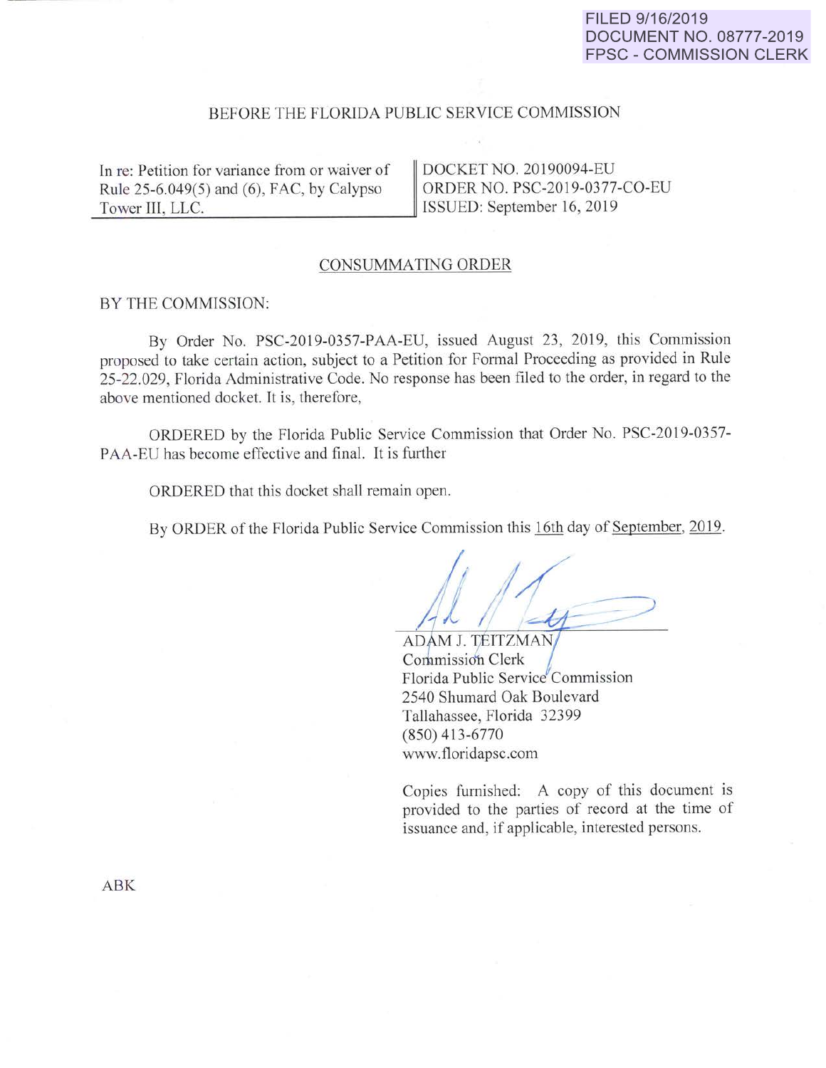FILED 9/16/2019
DOCUMENT NO. 08777-2019
FPSC - COMMISSION CLERK

BEFORE THE FLORIDA PUBLIC SERVICE COMMISSION

| In re: Petition for variance from or waiver of Rule 25-6.049(5) and (6), FAC, by Calypso Tower III, LLC. | DOCKET NO. 20190094-EU<br>ORDER NO. PSC-2019-0377-CO-EU<br>ISSUED: September 16, 2019 |
|---|---|

CONSUMMATING ORDER

BY THE COMMISSION:

By Order No. PSC-2019-0357-PAA-EU, issued August 23, 2019, this Commission proposed to take certain action, subject to a Petition for Formal Proceeding as provided in Rule 25-22.029, Florida Administrative Code. No response has been filed to the order, in regard to the above mentioned docket. It is, therefore,

ORDERED by the Florida Public Service Commission that Order No. PSC-2019-0357-PAA-EU has become effective and final. It is further

ORDERED that this docket shall remain open.

By ORDER of the Florida Public Service Commission this 16th day of September, 2019.

ADAM J. TEITZMAN
Commission Clerk
Florida Public Service Commission
2540 Shumard Oak Boulevard
Tallahassee, Florida 32399
(850) 413-6770
www.floridapsc.com

Copies furnished: A copy of this document is provided to the parties of record at the time of issuance and, if applicable, interested persons.

ABK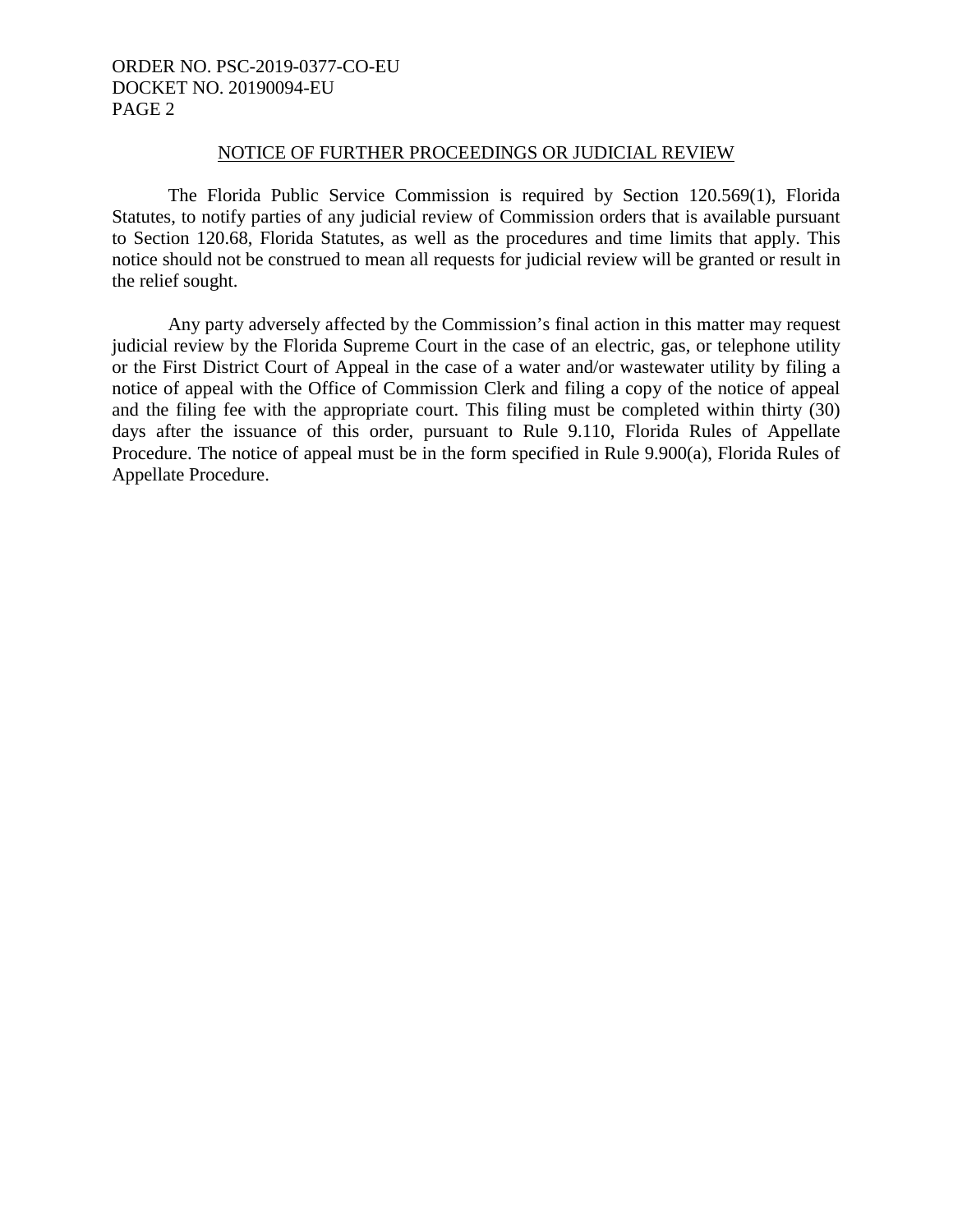## NOTICE OF FURTHER PROCEEDINGS OR JUDICIAL REVIEW

The Florida Public Service Commission is required by Section 120.569(1), Florida Statutes, to notify parties of any judicial review of Commission orders that is available pursuant to Section 120.68, Florida Statutes, as well as the procedures and time limits that apply. This notice should not be construed to mean all requests for judicial review will be granted or result in the relief sought.

Any party adversely affected by the Commission's final action in this matter may request judicial review by the Florida Supreme Court in the case of an electric, gas, or telephone utility or the First District Court of Appeal in the case of a water and/or wastewater utility by filing a notice of appeal with the Office of Commission Clerk and filing a copy of the notice of appeal and the filing fee with the appropriate court. This filing must be completed within thirty (30) days after the issuance of this order, pursuant to Rule 9.110, Florida Rules of Appellate Procedure. The notice of appeal must be in the form specified in Rule 9.900(a), Florida Rules of Appellate Procedure.